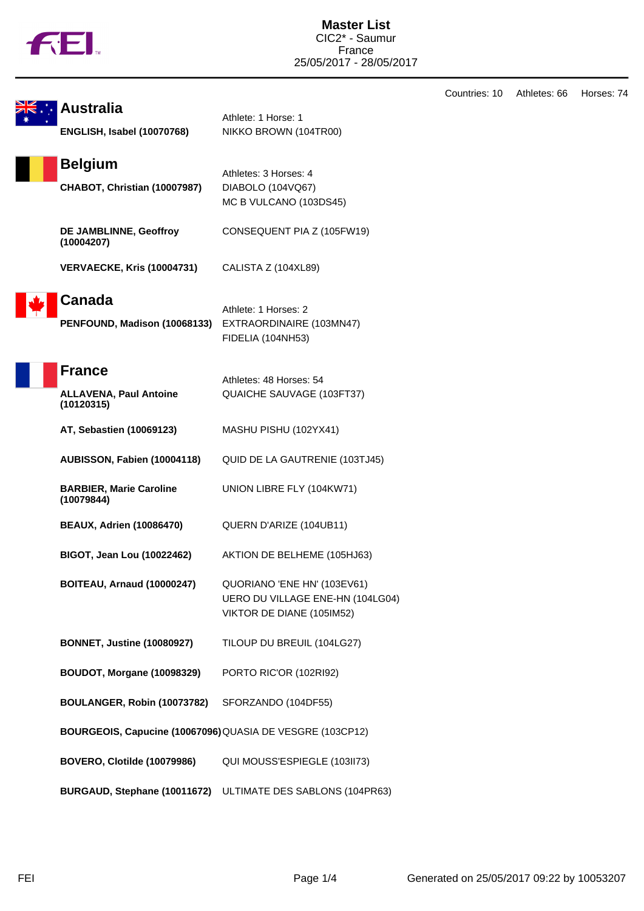# Master List

CIC2* - Saumur
France
25/05/2017 - 28/05/2017

Countries: 10 Athletes: 66 Horses: 74

## Australia

| Athlete | Horse |
|---|---|
| | Athlete: 1 Horse: 1 |
| **ENGLISH, Isabel (10070768)** | NIKKO BROWN (104TR00) |

## Belgium

| Athlete | Horse |
|---|---|
| | Athletes: 3 Horses: 4 |
| **CHABOT, Christian (10007987)** | DIABOLO (104VQ67)<br>MC B VULCANO (103DS45) |
| **DE JAMBLINNE, Geoffroy (10004207)** | CONSEQUENT PIA Z (105FW19) |
| **VERVAECKE, Kris (10004731)** | CALISTA Z (104XL89) |

## Canada

| Athlete | Horse |
|---|---|
| | Athlete: 1 Horses: 2 |
| **PENFOUND, Madison (10068133)** | EXTRAORDINAIRE (103MN47)<br>FIDELIA (104NH53) |

## France

| Athlete | Horse |
|---|---|
| | Athletes: 48 Horses: 54 |
| **ALLAVENA, Paul Antoine (10120315)** | QUAICHE SAUVAGE (103FT37) |
| **AT, Sebastien (10069123)** | MASHU PISHU (102YX41) |
| **AUBISSON, Fabien (10004118)** | QUID DE LA GAUTRENIE (103TJ45) |
| **BARBIER, Marie Caroline (10079844)** | UNION LIBRE FLY (104KW71) |
| **BEAUX, Adrien (10086470)** | QUERN D'ARIZE (104UB11) |
| **BIGOT, Jean Lou (10022462)** | AKTION DE BELHEME (105HJ63) |
| **BOITEAU, Arnaud (10000247)** | QUORIANO 'ENE HN' (103EV61)<br>UERO DU VILLAGE ENE-HN (104LG04)<br>VIKTOR DE DIANE (105IM52) |
| **BONNET, Justine (10080927)** | TILOUP DU BREUIL (104LG27) |
| **BOUDOT, Morgane (10098329)** | PORTO RIC'OR (102RI92) |
| **BOULANGER, Robin (10073782)** | SFORZANDO (104DF55) |
| **BOURGEOIS, Capucine (10067096)** | QUASIA DE VESGRE (103CP12) |
| **BOVERO, Clotilde (10079986)** | QUI MOUSS'ESPIEGLE (103II73) |
| **BURGAUD, Stephane (10011672)** | ULTIMATE DES SABLONS (104PR63) |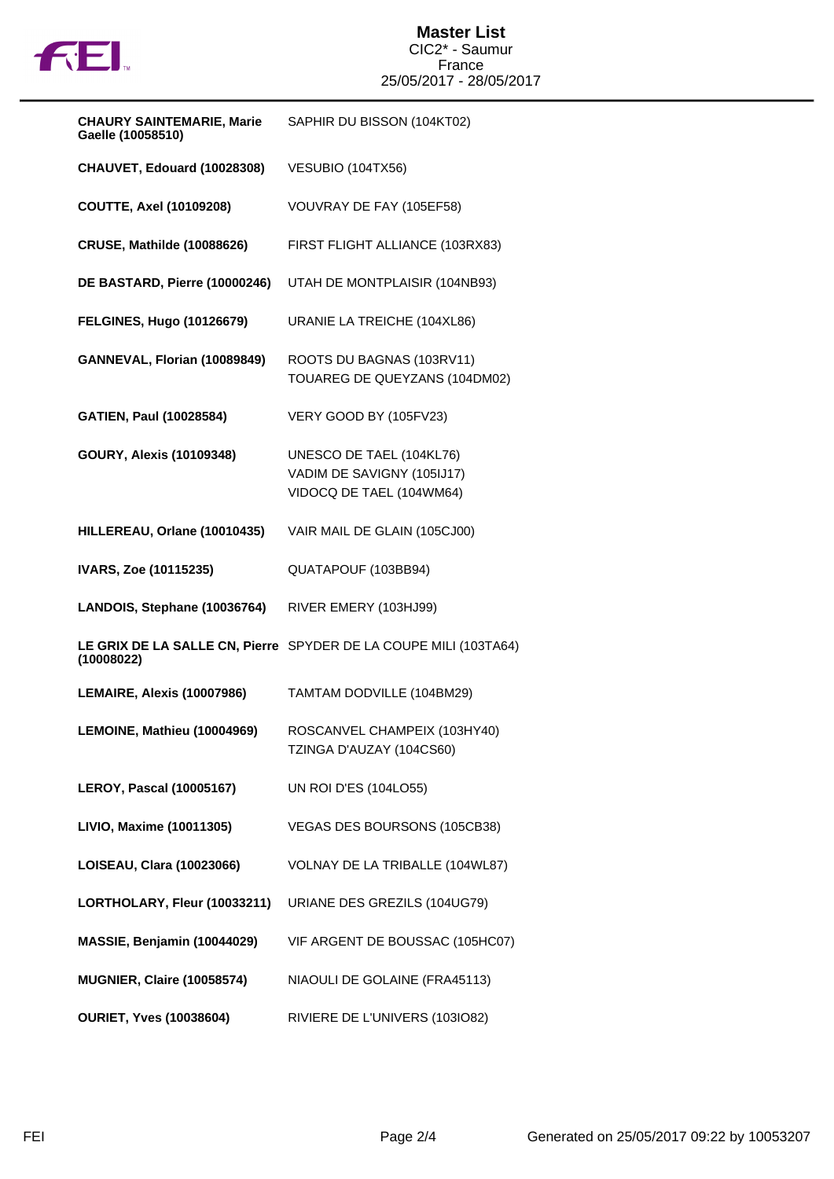# Master List

CIC2* - Saumur
France
25/05/2017 - 28/05/2017

| | |
|---|---|
| **CHAURY SAINTEMARIE, Marie Gaelle (10058510)** | SAPHIR DU BISSON (104KT02) |
| **CHAUVET, Edouard (10028308)** | VESUBIO (104TX56) |
| **COUTTE, Axel (10109208)** | VOUVRAY DE FAY (105EF58) |
| **CRUSE, Mathilde (10088626)** | FIRST FLIGHT ALLIANCE (103RX83) |
| **DE BASTARD, Pierre (10000246)** | UTAH DE MONTPLAISIR (104NB93) |
| **FELGINES, Hugo (10126679)** | URANIE LA TREICHE (104XL86) |
| **GANNEVAL, Florian (10089849)** | ROOTS DU BAGNAS (103RV11)<br>TOUAREG DE QUEYZANS (104DM02) |
| **GATIEN, Paul (10028584)** | VERY GOOD BY (105FV23) |
| **GOURY, Alexis (10109348)** | UNESCO DE TAEL (104KL76)<br>VADIM DE SAVIGNY (105IJ17)<br>VIDOCQ DE TAEL (104WM64) |
| **HILLEREAU, Orlane (10010435)** | VAIR MAIL DE GLAIN (105CJ00) |
| **IVARS, Zoe (10115235)** | QUATAPOUF (103BB94) |
| **LANDOIS, Stephane (10036764)** | RIVER EMERY (103HJ99) |
| **LE GRIX DE LA SALLE CN, Pierre (10008022)** | SPYDER DE LA COUPE MILI (103TA64) |
| **LEMAIRE, Alexis (10007986)** | TAMTAM DODVILLE (104BM29) |
| **LEMOINE, Mathieu (10004969)** | ROSCANVEL CHAMPEIX (103HY40)<br>TZINGA D'AUZAY (104CS60) |
| **LEROY, Pascal (10005167)** | UN ROI D'ES (104LO55) |
| **LIVIO, Maxime (10011305)** | VEGAS DES BOURSONS (105CB38) |
| **LOISEAU, Clara (10023066)** | VOLNAY DE LA TRIBALLE (104WL87) |
| **LORTHOLARY, Fleur (10033211)** | URIANE DES GREZILS (104UG79) |
| **MASSIE, Benjamin (10044029)** | VIF ARGENT DE BOUSSAC (105HC07) |
| **MUGNIER, Claire (10058574)** | NIAOULI DE GOLAINE (FRA45113) |
| **OURIET, Yves (10038604)** | RIVIERE DE L'UNIVERS (103IO82) |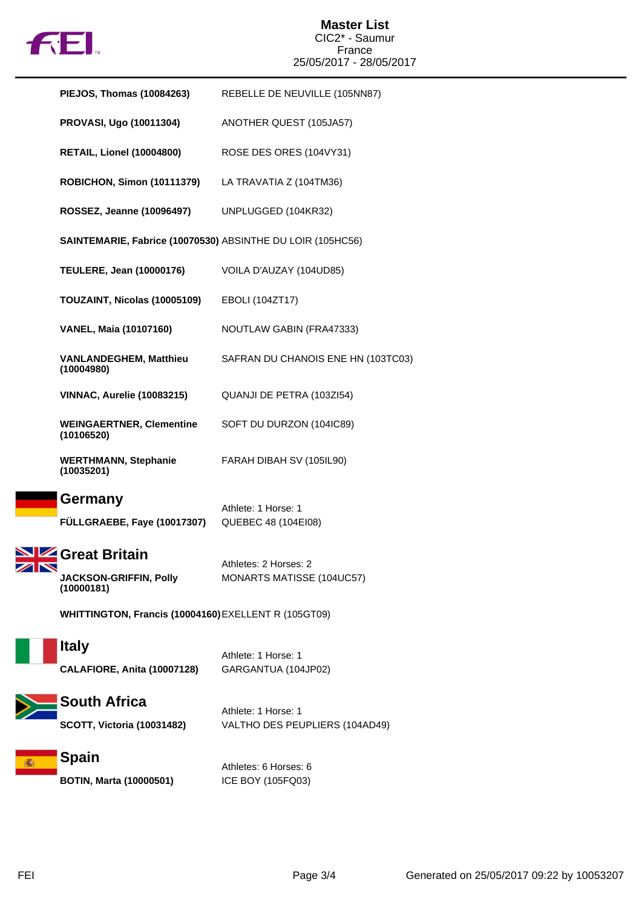| | |
|---|---|
| **PIEJOS, Thomas (10084263)** | REBELLE DE NEUVILLE (105NN87) |
| **PROVASI, Ugo (10011304)** | ANOTHER QUEST (105JA57) |
| **RETAIL, Lionel (10004800)** | ROSE DES ORES (104VY31) |
| **ROBICHON, Simon (10111379)** | LA TRAVATIA Z (104TM36) |
| **ROSSEZ, Jeanne (10096497)** | UNPLUGGED (104KR32) |
| **SAINTEMARIE, Fabrice (10070530)** | ABSINTHE DU LOIR (105HC56) |
| **TEULERE, Jean (10000176)** | VOILA D'AUZAY (104UD85) |
| **TOUZAINT, Nicolas (10005109)** | EBOLI (104ZT17) |
| **VANEL, Maia (10107160)** | NOUTLAW GABIN (FRA47333) |
| **VANLANDEGHEM, Matthieu (10004980)** | SAFRAN DU CHANOIS ENE HN (103TC03) |
| **VINNAC, Aurelie (10083215)** | QUANJI DE PETRA (103ZI54) |
| **WEINGAERTNER, Clementine (10106520)** | SOFT DU DURZON (104IC89) |
| **WERTHMANN, Stephanie (10035201)** | FARAH DIBAH SV (105IL90) |

## Germany

Athlete: 1 Horse: 1

| | |
|---|---|
| **FÜLLGRAEBE, Faye (10017307)** | QUEBEC 48 (104EI08) |

## Great Britain

Athletes: 2 Horses: 2

| | |
|---|---|
| **JACKSON-GRIFFIN, Polly (10000181)** | MONARTS MATISSE (104UC57) |
| **WHITTINGTON, Francis (10004160)** | EXELLENT R (105GT09) |

## Italy

Athlete: 1 Horse: 1

| | |
|---|---|
| **CALAFIORE, Anita (10007128)** | GARGANTUA (104JP02) |

## South Africa

Athlete: 1 Horse: 1

| | |
|---|---|
| **SCOTT, Victoria (10031482)** | VALTHO DES PEUPLIERS (104AD49) |

## Spain

Athletes: 6 Horses: 6

| | |
|---|---|
| **BOTIN, Marta (10000501)** | ICE BOY (105FQ03) |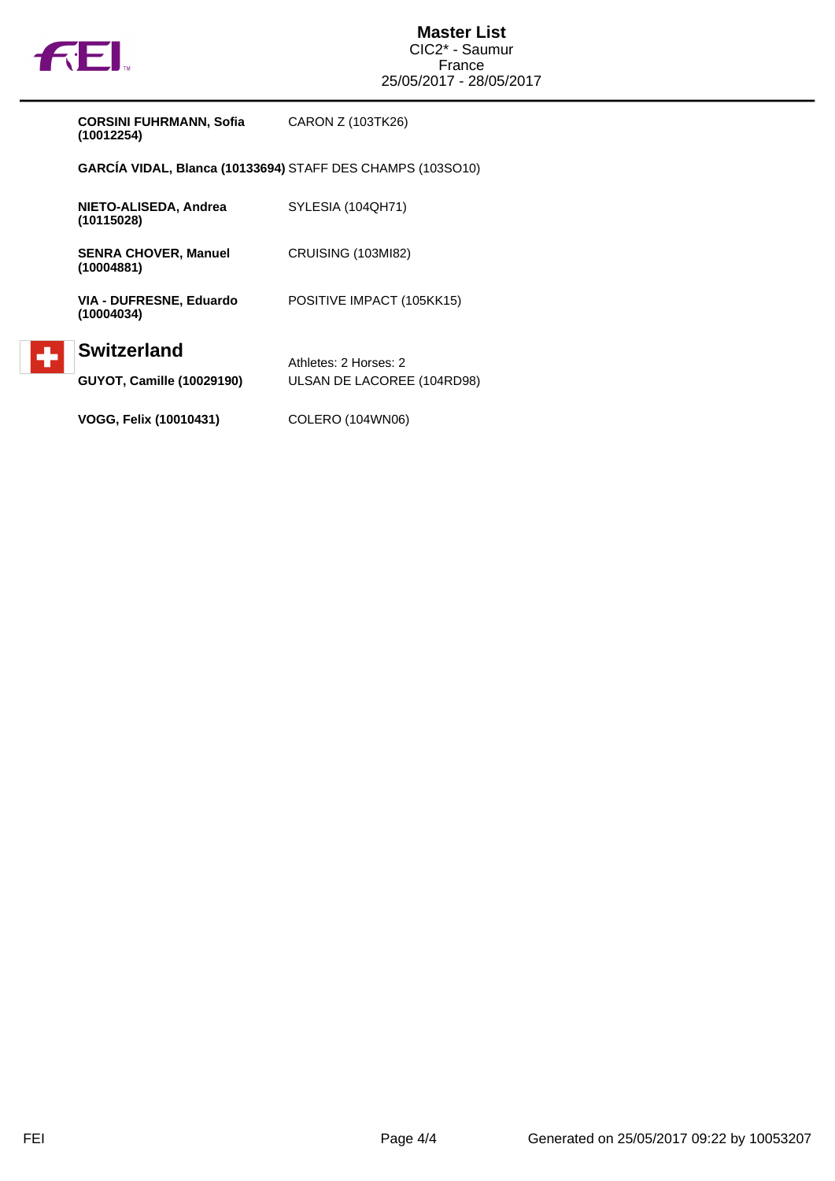| | |
|---|---|
| **CORSINI FUHRMANN, Sofia (10012254)** | CARON Z (103TK26) |
| **GARCÍA VIDAL, Blanca (10133694)** | STAFF DES CHAMPS (103SO10) |
| **NIETO-ALISEDA, Andrea (10115028)** | SYLESIA (104QH71) |
| **SENRA CHOVER, Manuel (10004881)** | CRUISING (103MI82) |
| **VIA - DUFRESNE, Eduardo (10004034)** | POSITIVE IMPACT (105KK15) |

## Switzerland

Athletes: 2 Horses: 2

| | |
|---|---|
| **GUYOT, Camille (10029190)** | ULSAN DE LACOREE (104RD98) |
| **VOGG, Felix (10010431)** | COLERO (104WN06) |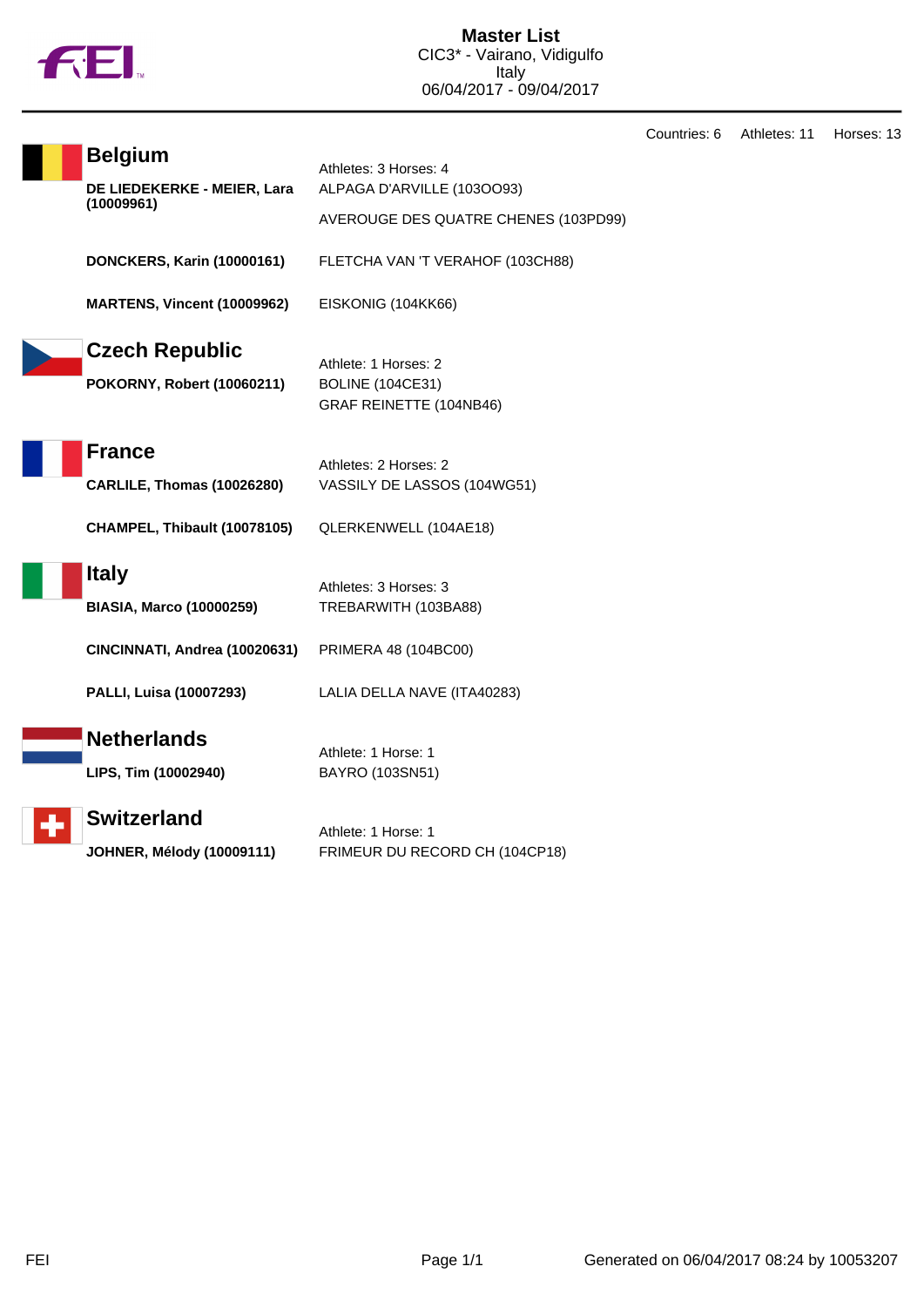# Master List

CIC3* - Vairano, Vidigulfo
Italy
06/04/2017 - 09/04/2017

Countries: 6 Athletes: 11 Horses: 13

## Belgium

Athletes: 3 Horses: 4

| | |
|---|---|
| **DE LIEDEKERKE - MEIER, Lara (10009961)** | ALPAGA D'ARVILLE (103OO93) |
| | AVEROUGE DES QUATRE CHENES (103PD99) |
| **DONCKERS, Karin (10000161)** | FLETCHA VAN 'T VERAHOF (103CH88) |
| **MARTENS, Vincent (10009962)** | EISKONIG (104KK66) |

## Czech Republic

Athlete: 1 Horses: 2

| | |
|---|---|
| **POKORNY, Robert (10060211)** | BOLINE (104CE31) |
| | GRAF REINETTE (104NB46) |

## France

Athletes: 2 Horses: 2

| | |
|---|---|
| **CARLILE, Thomas (10026280)** | VASSILY DE LASSOS (104WG51) |
| **CHAMPEL, Thibault (10078105)** | QLERKENWELL (104AE18) |

## Italy

Athletes: 3 Horses: 3

| | |
|---|---|
| **BIASIA, Marco (10000259)** | TREBARWITH (103BA88) |
| **CINCINNATI, Andrea (10020631)** | PRIMERA 48 (104BC00) |
| **PALLI, Luisa (10007293)** | LALIA DELLA NAVE (ITA40283) |

## Netherlands

Athlete: 1 Horse: 1

| | |
|---|---|
| **LIPS, Tim (10002940)** | BAYRO (103SN51) |

## Switzerland

Athlete: 1 Horse: 1

| | |
|---|---|
| **JOHNER, Mélody (10009111)** | FRIMEUR DU RECORD CH (104CP18) |

Generated on 06/04/2017 08:24 by 10053207